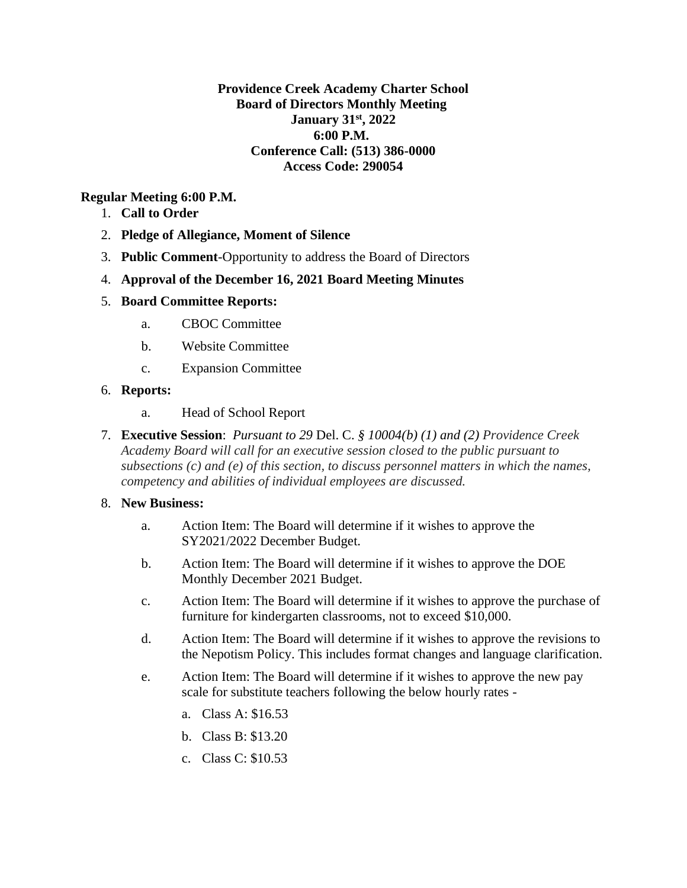**Providence Creek Academy Charter School**
**Board of Directors Monthly Meeting**
**January 31st, 2022**
**6:00 P.M.**
**Conference Call: (513) 386-0000**
**Access Code: 290054**

**Regular Meeting 6:00 P.M.**

1. **Call to Order**
2. **Pledge of Allegiance, Moment of Silence**
3. **Public Comment**-Opportunity to address the Board of Directors
4. **Approval of the December 16, 2021 Board Meeting Minutes**
5. **Board Committee Reports:**
   a. CBOC Committee
   b. Website Committee
   c. Expansion Committee
6. **Reports:**
   a. Head of School Report
7. **Executive Session**: *Pursuant to 29* Del. C. *§ 10004(b) (1) and (2) Providence Creek Academy Board will call for an executive session closed to the public pursuant to subsections (c) and (e) of this section, to discuss personnel matters in which the names, competency and abilities of individual employees are discussed.*
8. **New Business:**
   a. Action Item: The Board will determine if it wishes to approve the SY2021/2022 December Budget.
   b. Action Item: The Board will determine if it wishes to approve the DOE Monthly December 2021 Budget.
   c. Action Item: The Board will determine if it wishes to approve the purchase of furniture for kindergarten classrooms, not to exceed $10,000.
   d. Action Item: The Board will determine if it wishes to approve the revisions to the Nepotism Policy. This includes format changes and language clarification.
   e. Action Item: The Board will determine if it wishes to approve the new pay scale for substitute teachers following the below hourly rates -
      a. Class A: $16.53
      b. Class B: $13.20
      c. Class C: $10.53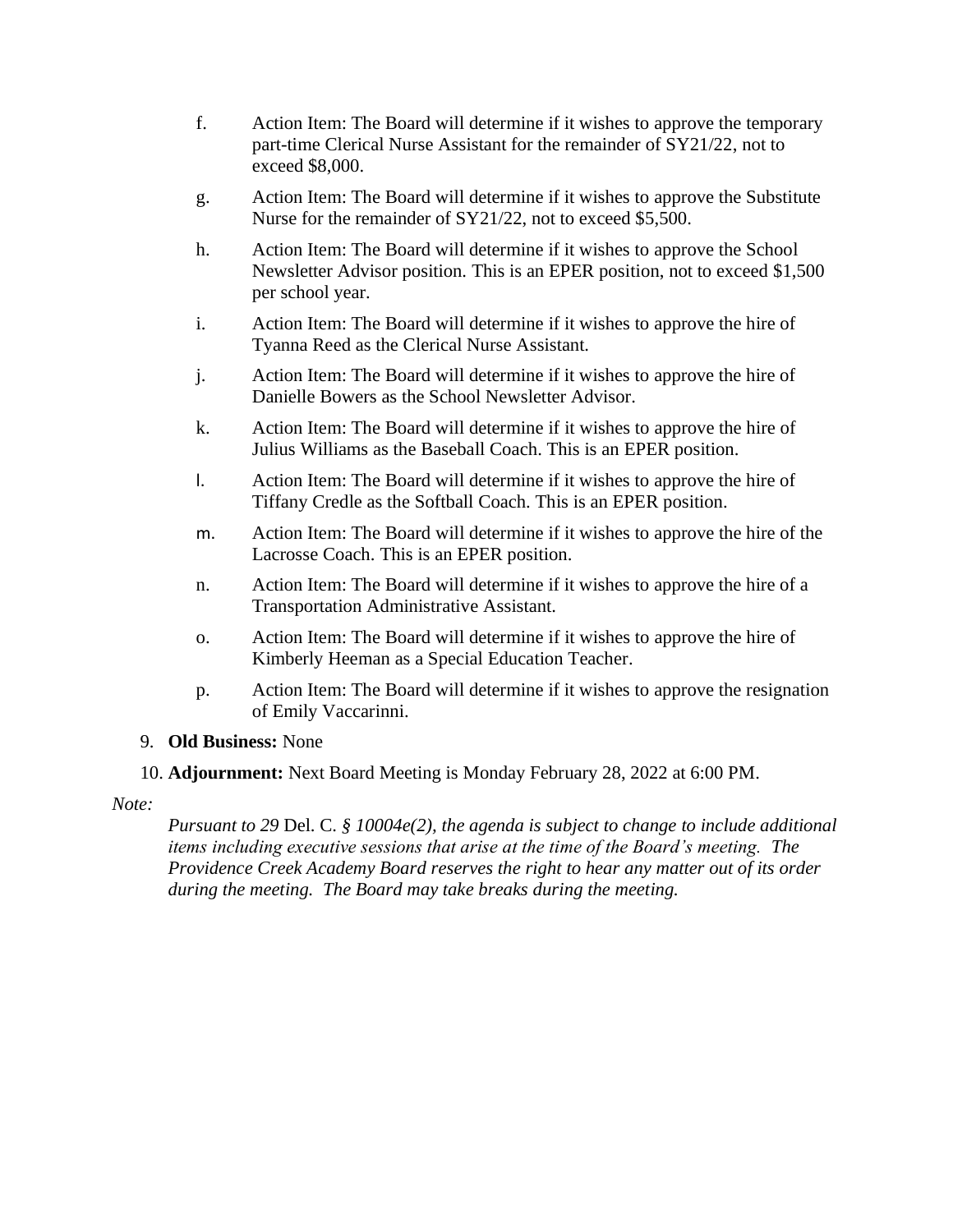f. Action Item: The Board will determine if it wishes to approve the temporary part-time Clerical Nurse Assistant for the remainder of SY21/22, not to exceed $8,000.

g. Action Item: The Board will determine if it wishes to approve the Substitute Nurse for the remainder of SY21/22, not to exceed $5,500.

h. Action Item: The Board will determine if it wishes to approve the School Newsletter Advisor position. This is an EPER position, not to exceed $1,500 per school year.

i. Action Item: The Board will determine if it wishes to approve the hire of Tyanna Reed as the Clerical Nurse Assistant.

j. Action Item: The Board will determine if it wishes to approve the hire of Danielle Bowers as the School Newsletter Advisor.

k. Action Item: The Board will determine if it wishes to approve the hire of Julius Williams as the Baseball Coach. This is an EPER position.

l. Action Item: The Board will determine if it wishes to approve the hire of Tiffany Credle as the Softball Coach. This is an EPER position.

m. Action Item: The Board will determine if it wishes to approve the hire of the Lacrosse Coach. This is an EPER position.

n. Action Item: The Board will determine if it wishes to approve the hire of a Transportation Administrative Assistant.

o. Action Item: The Board will determine if it wishes to approve the hire of Kimberly Heeman as a Special Education Teacher.

p. Action Item: The Board will determine if it wishes to approve the resignation of Emily Vaccarinni.

9. **Old Business:** None

10. **Adjournment:** Next Board Meeting is Monday February 28, 2022 at 6:00 PM.

*Note:*

*Pursuant to 29* Del. C. *§ 10004e(2), the agenda is subject to change to include additional items including executive sessions that arise at the time of the Board's meeting. The Providence Creek Academy Board reserves the right to hear any matter out of its order during the meeting. The Board may take breaks during the meeting.*